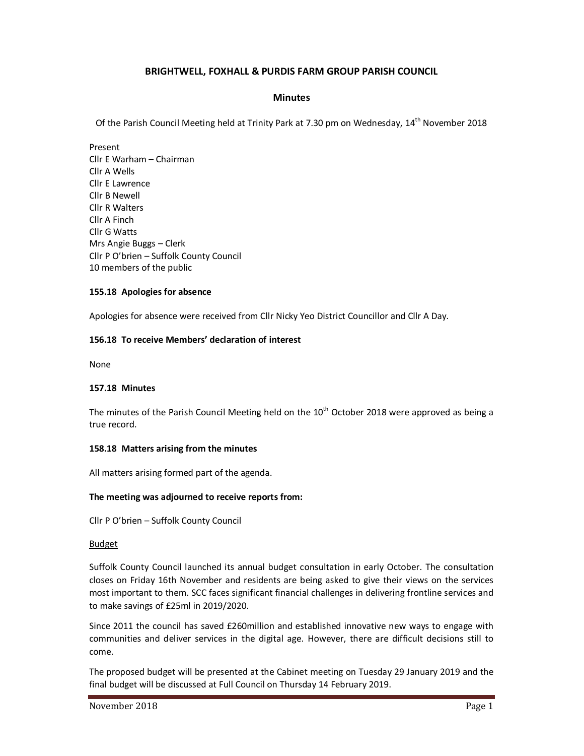# BRIGHTWELL, FOXHALL & PURDIS FARM GROUP PARISH COUNCIL

## Minutes

Of the Parish Council Meeting held at Trinity Park at 7.30 pm on Wednesday, 14th November 2018

Present
Cllr E Warham – Chairman
Cllr A Wells
Cllr E Lawrence
Cllr B Newell
Cllr R Walters
Cllr A Finch
Cllr G Watts
Mrs Angie Buggs – Clerk
Cllr P O'brien – Suffolk County Council
10 members of the public

### 155.18 Apologies for absence

Apologies for absence were received from Cllr Nicky Yeo District Councillor and Cllr A Day.

### 156.18 To receive Members' declaration of interest

None

### 157.18 Minutes

The minutes of the Parish Council Meeting held on the 10th October 2018 were approved as being a true record.

### 158.18 Matters arising from the minutes

All matters arising formed part of the agenda.

**The meeting was adjourned to receive reports from:**

Cllr P O'brien – Suffolk County Council

Budget

Suffolk County Council launched its annual budget consultation in early October. The consultation closes on Friday 16th November and residents are being asked to give their views on the services most important to them. SCC faces significant financial challenges in delivering frontline services and to make savings of £25ml in 2019/2020.

Since 2011 the council has saved £260million and established innovative new ways to engage with communities and deliver services in the digital age. However, there are difficult decisions still to come.

The proposed budget will be presented at the Cabinet meeting on Tuesday 29 January 2019 and the final budget will be discussed at Full Council on Thursday 14 February 2019.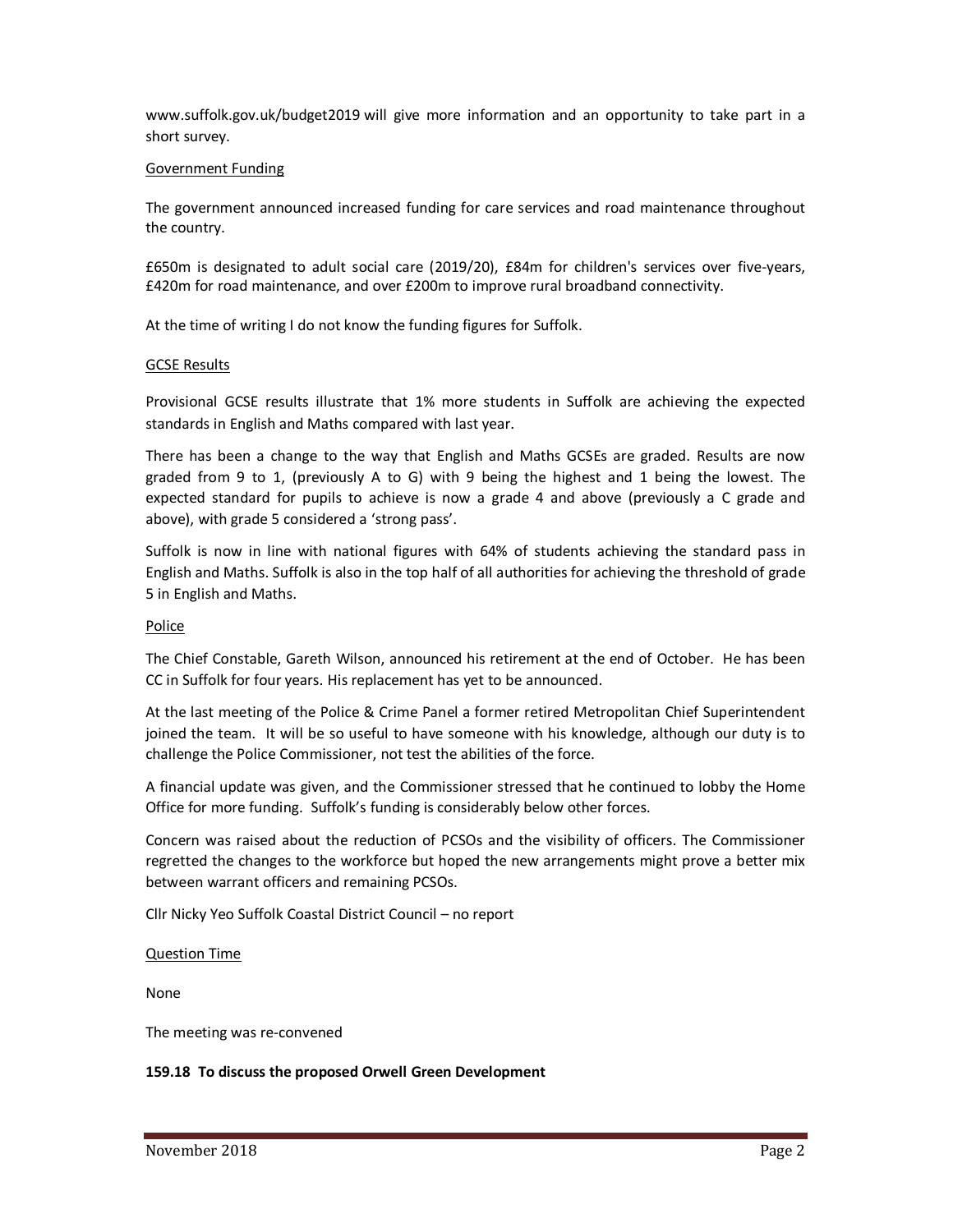www.suffolk.gov.uk/budget2019 will give more information and an opportunity to take part in a short survey.

<u>Government Funding</u>

The government announced increased funding for care services and road maintenance throughout the country.

£650m is designated to adult social care (2019/20), £84m for children's services over five-years, £420m for road maintenance, and over £200m to improve rural broadband connectivity.

At the time of writing I do not know the funding figures for Suffolk.

<u>GCSE Results</u>

Provisional GCSE results illustrate that 1% more students in Suffolk are achieving the expected standards in English and Maths compared with last year.

There has been a change to the way that English and Maths GCSEs are graded. Results are now graded from 9 to 1, (previously A to G) with 9 being the highest and 1 being the lowest. The expected standard for pupils to achieve is now a grade 4 and above (previously a C grade and above), with grade 5 considered a 'strong pass'.

Suffolk is now in line with national figures with 64% of students achieving the standard pass in English and Maths. Suffolk is also in the top half of all authorities for achieving the threshold of grade 5 in English and Maths.

<u>Police</u>

The Chief Constable, Gareth Wilson, announced his retirement at the end of October. He has been CC in Suffolk for four years. His replacement has yet to be announced.

At the last meeting of the Police & Crime Panel a former retired Metropolitan Chief Superintendent joined the team. It will be so useful to have someone with his knowledge, although our duty is to challenge the Police Commissioner, not test the abilities of the force.

A financial update was given, and the Commissioner stressed that he continued to lobby the Home Office for more funding. Suffolk's funding is considerably below other forces.

Concern was raised about the reduction of PCSOs and the visibility of officers. The Commissioner regretted the changes to the workforce but hoped the new arrangements might prove a better mix between warrant officers and remaining PCSOs.

Cllr Nicky Yeo Suffolk Coastal District Council – no report

<u>Question Time</u>

None

The meeting was re-convened

**159.18 To discuss the proposed Orwell Green Development**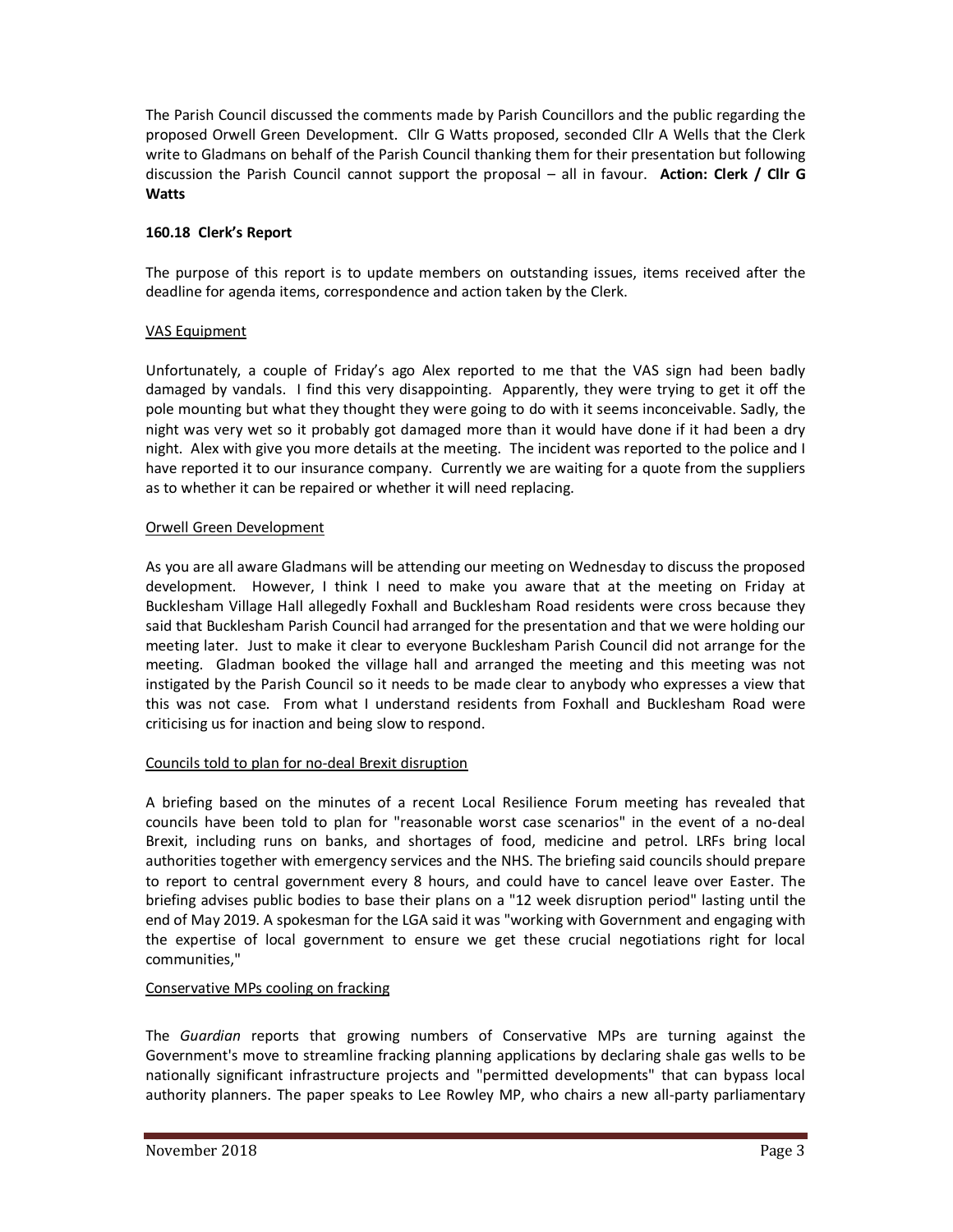The Parish Council discussed the comments made by Parish Councillors and the public regarding the proposed Orwell Green Development. Cllr G Watts proposed, seconded Cllr A Wells that the Clerk write to Gladmans on behalf of the Parish Council thanking them for their presentation but following discussion the Parish Council cannot support the proposal – all in favour. **Action: Clerk / Cllr G Watts**

**160.18 Clerk's Report**

The purpose of this report is to update members on outstanding issues, items received after the deadline for agenda items, correspondence and action taken by the Clerk.

VAS Equipment

Unfortunately, a couple of Friday's ago Alex reported to me that the VAS sign had been badly damaged by vandals. I find this very disappointing. Apparently, they were trying to get it off the pole mounting but what they thought they were going to do with it seems inconceivable. Sadly, the night was very wet so it probably got damaged more than it would have done if it had been a dry night. Alex with give you more details at the meeting. The incident was reported to the police and I have reported it to our insurance company. Currently we are waiting for a quote from the suppliers as to whether it can be repaired or whether it will need replacing.

Orwell Green Development

As you are all aware Gladmans will be attending our meeting on Wednesday to discuss the proposed development. However, I think I need to make you aware that at the meeting on Friday at Bucklesham Village Hall allegedly Foxhall and Bucklesham Road residents were cross because they said that Bucklesham Parish Council had arranged for the presentation and that we were holding our meeting later. Just to make it clear to everyone Bucklesham Parish Council did not arrange for the meeting. Gladman booked the village hall and arranged the meeting and this meeting was not instigated by the Parish Council so it needs to be made clear to anybody who expresses a view that this was not case. From what I understand residents from Foxhall and Bucklesham Road were criticising us for inaction and being slow to respond.

Councils told to plan for no-deal Brexit disruption

A briefing based on the minutes of a recent Local Resilience Forum meeting has revealed that councils have been told to plan for "reasonable worst case scenarios" in the event of a no-deal Brexit, including runs on banks, and shortages of food, medicine and petrol. LRFs bring local authorities together with emergency services and the NHS. The briefing said councils should prepare to report to central government every 8 hours, and could have to cancel leave over Easter. The briefing advises public bodies to base their plans on a "12 week disruption period" lasting until the end of May 2019. A spokesman for the LGA said it was "working with Government and engaging with the expertise of local government to ensure we get these crucial negotiations right for local communities,"

Conservative MPs cooling on fracking

The *Guardian* reports that growing numbers of Conservative MPs are turning against the Government's move to streamline fracking planning applications by declaring shale gas wells to be nationally significant infrastructure projects and "permitted developments" that can bypass local authority planners. The paper speaks to Lee Rowley MP, who chairs a new all-party parliamentary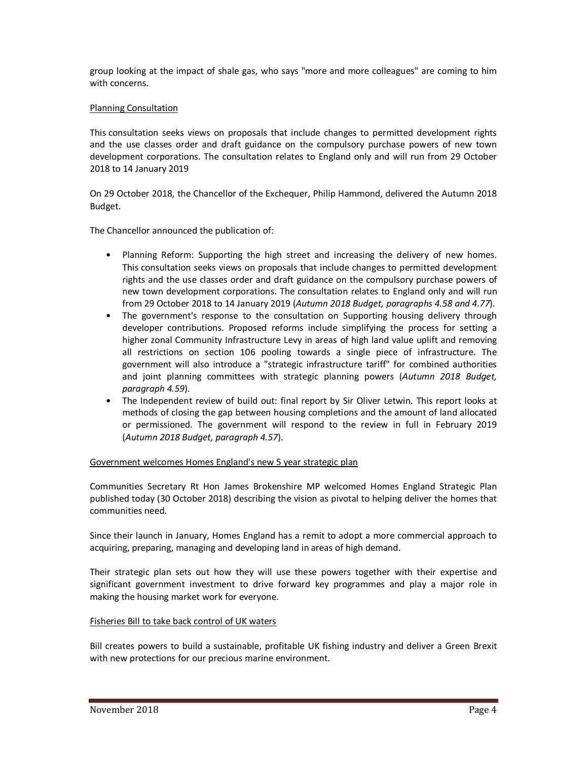group looking at the impact of shale gas, who says "more and more colleagues" are coming to him with concerns.

Planning Consultation

This consultation seeks views on proposals that include changes to permitted development rights and the use classes order and draft guidance on the compulsory purchase powers of new town development corporations. The consultation relates to England only and will run from 29 October 2018 to 14 January 2019

On 29 October 2018, the Chancellor of the Exchequer, Philip Hammond, delivered the Autumn 2018 Budget.

The Chancellor announced the publication of:

- Planning Reform: Supporting the high street and increasing the delivery of new homes. This consultation seeks views on proposals that include changes to permitted development rights and the use classes order and draft guidance on the compulsory purchase powers of new town development corporations. The consultation relates to England only and will run from 29 October 2018 to 14 January 2019 (*Autumn 2018 Budget, paragraphs 4.58 and 4.77*).
- The government's response to the consultation on Supporting housing delivery through developer contributions. Proposed reforms include simplifying the process for setting a higher zonal Community Infrastructure Levy in areas of high land value uplift and removing all restrictions on section 106 pooling towards a single piece of infrastructure. The government will also introduce a "strategic infrastructure tariff" for combined authorities and joint planning committees with strategic planning powers (*Autumn 2018 Budget, paragraph 4.59*).
- The Independent review of build out: final report by Sir Oliver Letwin. This report looks at methods of closing the gap between housing completions and the amount of land allocated or permissioned. The government will respond to the review in full in February 2019 (*Autumn 2018 Budget, paragraph 4.57*).

Government welcomes Homes England's new 5 year strategic plan

Communities Secretary Rt Hon James Brokenshire MP welcomed Homes England Strategic Plan published today (30 October 2018) describing the vision as pivotal to helping deliver the homes that communities need.

Since their launch in January, Homes England has a remit to adopt a more commercial approach to acquiring, preparing, managing and developing land in areas of high demand.

Their strategic plan sets out how they will use these powers together with their expertise and significant government investment to drive forward key programmes and play a major role in making the housing market work for everyone.

Fisheries Bill to take back control of UK waters

Bill creates powers to build a sustainable, profitable UK fishing industry and deliver a Green Brexit with new protections for our precious marine environment.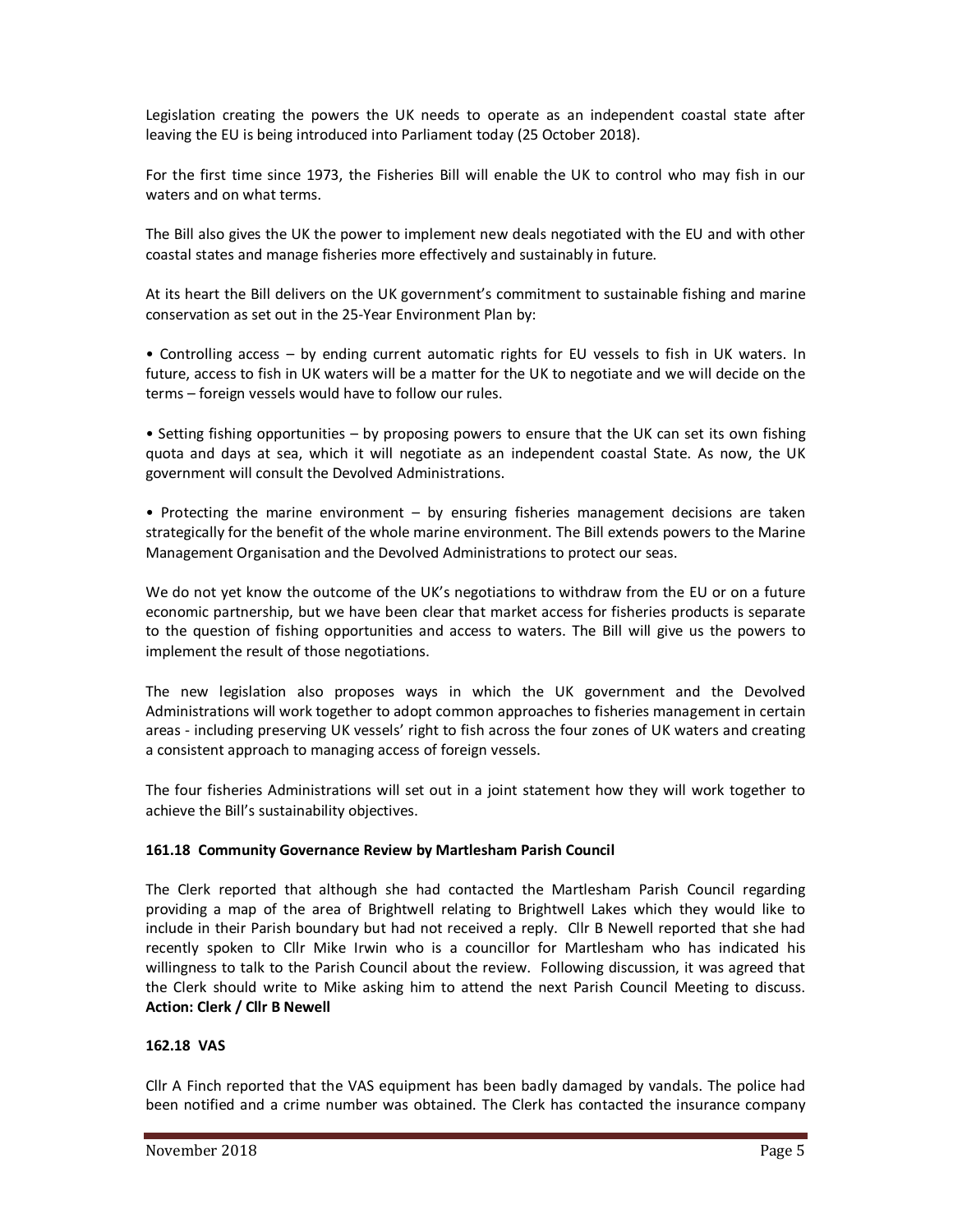Legislation creating the powers the UK needs to operate as an independent coastal state after leaving the EU is being introduced into Parliament today (25 October 2018).

For the first time since 1973, the Fisheries Bill will enable the UK to control who may fish in our waters and on what terms.

The Bill also gives the UK the power to implement new deals negotiated with the EU and with other coastal states and manage fisheries more effectively and sustainably in future.

At its heart the Bill delivers on the UK government's commitment to sustainable fishing and marine conservation as set out in the 25-Year Environment Plan by:

• Controlling access – by ending current automatic rights for EU vessels to fish in UK waters. In future, access to fish in UK waters will be a matter for the UK to negotiate and we will decide on the terms – foreign vessels would have to follow our rules.

• Setting fishing opportunities – by proposing powers to ensure that the UK can set its own fishing quota and days at sea, which it will negotiate as an independent coastal State. As now, the UK government will consult the Devolved Administrations.

• Protecting the marine environment – by ensuring fisheries management decisions are taken strategically for the benefit of the whole marine environment. The Bill extends powers to the Marine Management Organisation and the Devolved Administrations to protect our seas.

We do not yet know the outcome of the UK's negotiations to withdraw from the EU or on a future economic partnership, but we have been clear that market access for fisheries products is separate to the question of fishing opportunities and access to waters. The Bill will give us the powers to implement the result of those negotiations.

The new legislation also proposes ways in which the UK government and the Devolved Administrations will work together to adopt common approaches to fisheries management in certain areas - including preserving UK vessels' right to fish across the four zones of UK waters and creating a consistent approach to managing access of foreign vessels.

The four fisheries Administrations will set out in a joint statement how they will work together to achieve the Bill's sustainability objectives.

**161.18 Community Governance Review by Martlesham Parish Council**

The Clerk reported that although she had contacted the Martlesham Parish Council regarding providing a map of the area of Brightwell relating to Brightwell Lakes which they would like to include in their Parish boundary but had not received a reply. Cllr B Newell reported that she had recently spoken to Cllr Mike Irwin who is a councillor for Martlesham who has indicated his willingness to talk to the Parish Council about the review. Following discussion, it was agreed that the Clerk should write to Mike asking him to attend the next Parish Council Meeting to discuss. **Action: Clerk / Cllr B Newell**

**162.18 VAS**

Cllr A Finch reported that the VAS equipment has been badly damaged by vandals. The police had been notified and a crime number was obtained. The Clerk has contacted the insurance company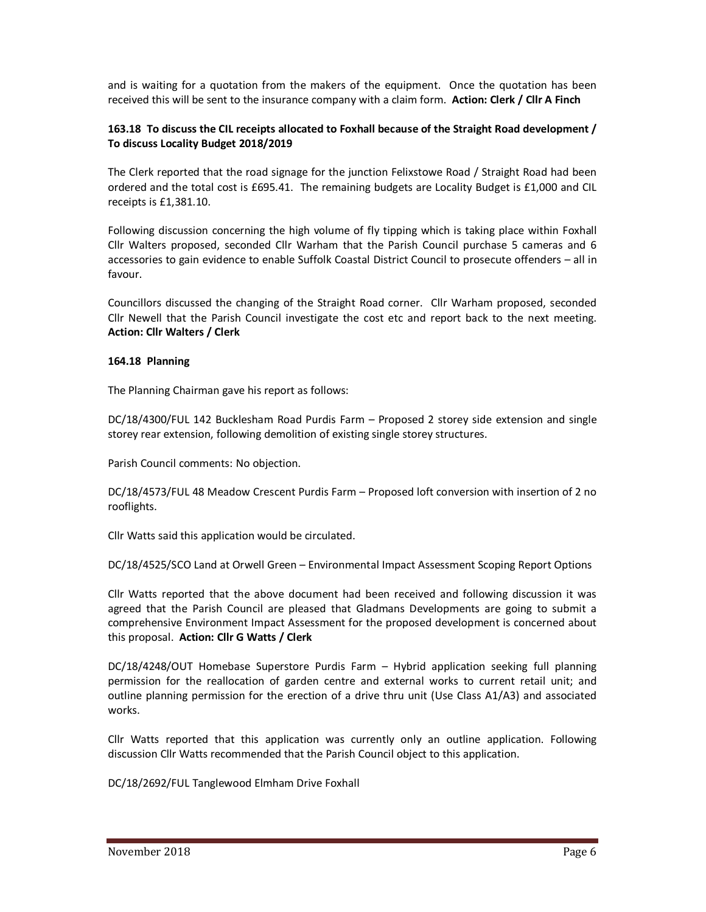and is waiting for a quotation from the makers of the equipment. Once the quotation has been received this will be sent to the insurance company with a claim form. **Action: Clerk / Cllr A Finch**

**163.18 To discuss the CIL receipts allocated to Foxhall because of the Straight Road development / To discuss Locality Budget 2018/2019**

The Clerk reported that the road signage for the junction Felixstowe Road / Straight Road had been ordered and the total cost is £695.41. The remaining budgets are Locality Budget is £1,000 and CIL receipts is £1,381.10.

Following discussion concerning the high volume of fly tipping which is taking place within Foxhall Cllr Walters proposed, seconded Cllr Warham that the Parish Council purchase 5 cameras and 6 accessories to gain evidence to enable Suffolk Coastal District Council to prosecute offenders – all in favour.

Councillors discussed the changing of the Straight Road corner. Cllr Warham proposed, seconded Cllr Newell that the Parish Council investigate the cost etc and report back to the next meeting. **Action: Cllr Walters / Clerk**

**164.18 Planning**

The Planning Chairman gave his report as follows:

DC/18/4300/FUL 142 Bucklesham Road Purdis Farm – Proposed 2 storey side extension and single storey rear extension, following demolition of existing single storey structures.

Parish Council comments: No objection.

DC/18/4573/FUL 48 Meadow Crescent Purdis Farm – Proposed loft conversion with insertion of 2 no rooflights.

Cllr Watts said this application would be circulated.

DC/18/4525/SCO Land at Orwell Green – Environmental Impact Assessment Scoping Report Options

Cllr Watts reported that the above document had been received and following discussion it was agreed that the Parish Council are pleased that Gladmans Developments are going to submit a comprehensive Environment Impact Assessment for the proposed development is concerned about this proposal. **Action: Cllr G Watts / Clerk**

DC/18/4248/OUT Homebase Superstore Purdis Farm – Hybrid application seeking full planning permission for the reallocation of garden centre and external works to current retail unit; and outline planning permission for the erection of a drive thru unit (Use Class A1/A3) and associated works.

Cllr Watts reported that this application was currently only an outline application. Following discussion Cllr Watts recommended that the Parish Council object to this application.

DC/18/2692/FUL Tanglewood Elmham Drive Foxhall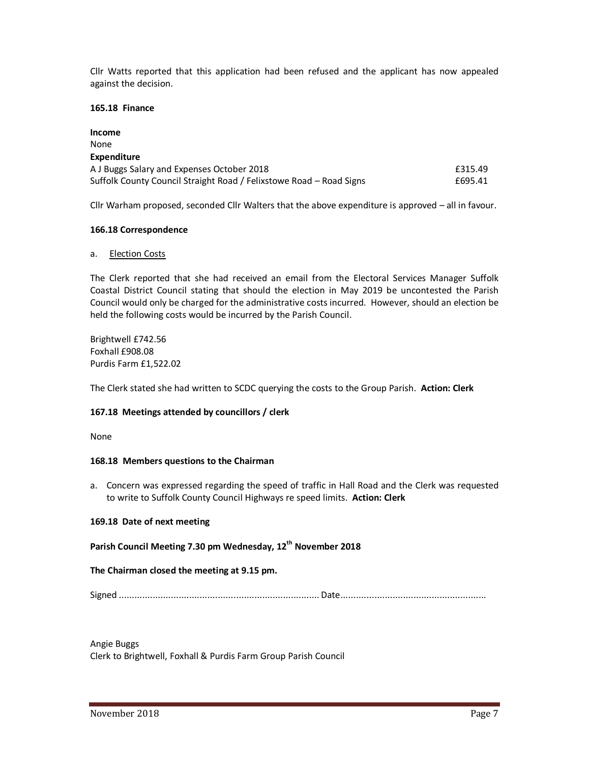Cllr Watts reported that this application had been refused and the applicant has now appealed against the decision.

**165.18 Finance**

**Income**
None
**Expenditure**

| | |
|---|---|
| A J Buggs Salary and Expenses October 2018 | £315.49 |
| Suffolk County Council Straight Road / Felixstowe Road – Road Signs | £695.41 |

Cllr Warham proposed, seconded Cllr Walters that the above expenditure is approved – all in favour.

**166.18 Correspondence**

a. Election Costs

The Clerk reported that she had received an email from the Electoral Services Manager Suffolk Coastal District Council stating that should the election in May 2019 be uncontested the Parish Council would only be charged for the administrative costs incurred. However, should an election be held the following costs would be incurred by the Parish Council.

Brightwell £742.56
Foxhall £908.08
Purdis Farm £1,522.02

The Clerk stated she had written to SCDC querying the costs to the Group Parish. **Action: Clerk**

**167.18 Meetings attended by councillors / clerk**

None

**168.18 Members questions to the Chairman**

a. Concern was expressed regarding the speed of traffic in Hall Road and the Clerk was requested to write to Suffolk County Council Highways re speed limits. **Action: Clerk**

**169.18 Date of next meeting**

**Parish Council Meeting 7.30 pm Wednesday, 12th November 2018**

**The Chairman closed the meeting at 9.15 pm.**

Signed ............................................................................ Date........................................................

Angie Buggs
Clerk to Brightwell, Foxhall & Purdis Farm Group Parish Council